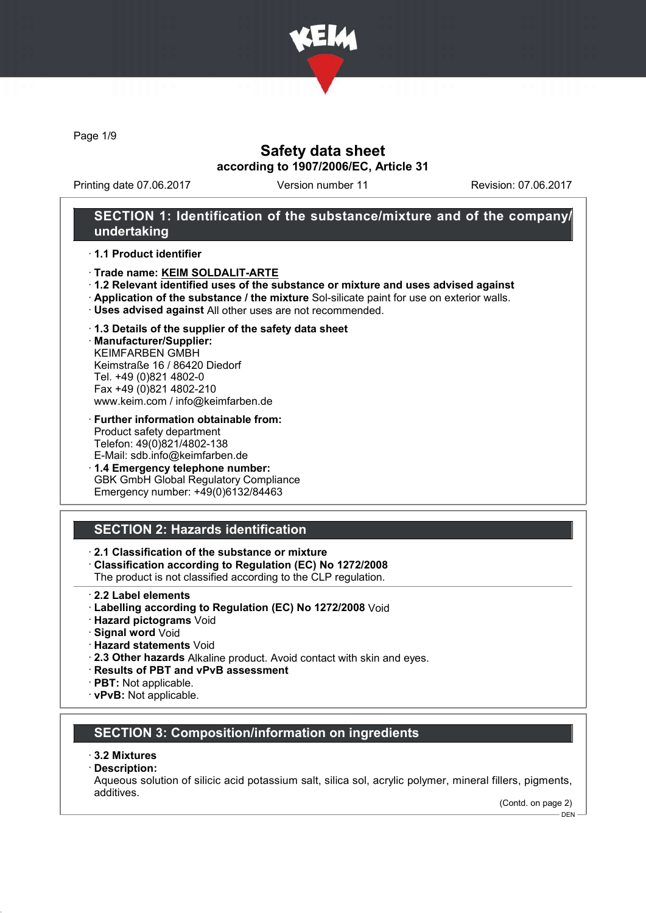# Safety data sheet

**according to 1907/2006/EC, Article 31**

Printing date 07.06.2017 | Version number 11 | Revision: 07.06.2017

## SECTION 1: Identification of the substance/mixture and of the company/undertaking

- **1.1 Product identifier**
- **Trade name: KEIM SOLDALIT-ARTE**
- **1.2 Relevant identified uses of the substance or mixture and uses advised against**
- **Application of the substance / the mixture** Sol-silicate paint for use on exterior walls.
- **Uses advised against** All other uses are not recommended.
- **1.3 Details of the supplier of the safety data sheet**
- **Manufacturer/Supplier:**
  KEIMFARBEN GMBH
  Keimstraße 16 / 86420 Diedorf
  Tel. +49 (0)821 4802-0
  Fax +49 (0)821 4802-210
  www.keim.com / info@keimfarben.de
- **Further information obtainable from:**
  Product safety department
  Telefon: 49(0)821/4802-138
  E-Mail: sdb.info@keimfarben.de
- **1.4 Emergency telephone number:**
  GBK GmbH Global Regulatory Compliance
  Emergency number: +49(0)6132/84463

## SECTION 2: Hazards identification

- **2.1 Classification of the substance or mixture**
- **Classification according to Regulation (EC) No 1272/2008**
  The product is not classified according to the CLP regulation.
- **2.2 Label elements**
- **Labelling according to Regulation (EC) No 1272/2008** Void
- **Hazard pictograms** Void
- **Signal word** Void
- **Hazard statements** Void
- **2.3 Other hazards** Alkaline product. Avoid contact with skin and eyes.
- **Results of PBT and vPvB assessment**
- **PBT:** Not applicable.
- **vPvB:** Not applicable.

## SECTION 3: Composition/information on ingredients

- **3.2 Mixtures**
- **Description:**
  Aqueous solution of silicic acid potassium salt, silica sol, acrylic polymer, mineral fillers, pigments, additives.

(Contd. on page 2)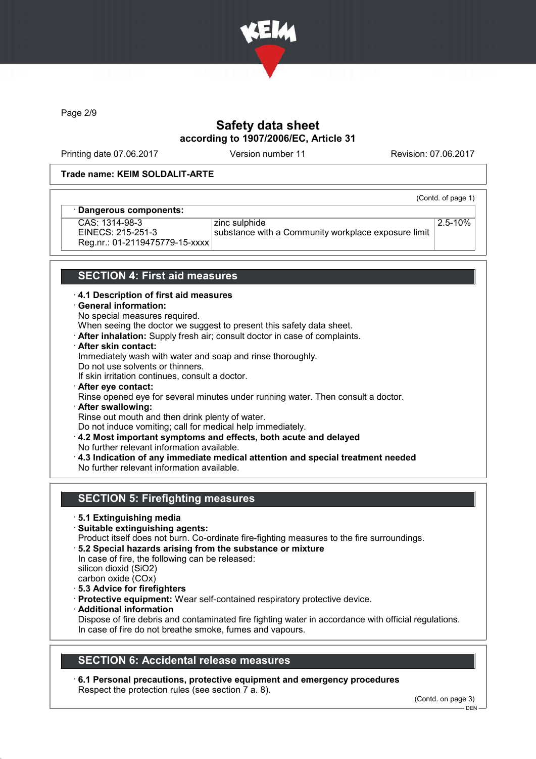Safety data sheet
according to 1907/2006/EC, Article 31

Printing date 07.06.2017 | Version number 11 | Revision: 07.06.2017

**Trade name: KEIM SOLDALIT-ARTE**

(Contd. of page 1)

· **Dangerous components:**

| | | |
|---|---|---|
| CAS: 1314-98-3<br>EINECS: 215-251-3<br>Reg.nr.: 01-2119475779-15-xxxx | zinc sulphide<br>substance with a Community workplace exposure limit | 2.5-10% |

## SECTION 4: First aid measures

· **4.1 Description of first aid measures**
· **General information:**
No special measures required.
When seeing the doctor we suggest to present this safety data sheet.
· **After inhalation:** Supply fresh air; consult doctor in case of complaints.
· **After skin contact:**
Immediately wash with water and soap and rinse thoroughly.
Do not use solvents or thinners.
If skin irritation continues, consult a doctor.
· **After eye contact:**
Rinse opened eye for several minutes under running water. Then consult a doctor.
· **After swallowing:**
Rinse out mouth and then drink plenty of water.
Do not induce vomiting; call for medical help immediately.
· **4.2 Most important symptoms and effects, both acute and delayed**
No further relevant information available.
· **4.3 Indication of any immediate medical attention and special treatment needed**
No further relevant information available.

## SECTION 5: Firefighting measures

· **5.1 Extinguishing media**
· **Suitable extinguishing agents:**
Product itself does not burn. Co-ordinate fire-fighting measures to the fire surroundings.
· **5.2 Special hazards arising from the substance or mixture**
In case of fire, the following can be released:
silicon dioxid ($SiO_2$)
carbon oxide ($CO_x$)
· **5.3 Advice for firefighters**
· **Protective equipment:** Wear self-contained respiratory protective device.
· **Additional information**
Dispose of fire debris and contaminated fire fighting water in accordance with official regulations.
In case of fire do not breathe smoke, fumes and vapours.

## SECTION 6: Accidental release measures

· **6.1 Personal precautions, protective equipment and emergency procedures**
Respect the protection rules (see section 7 a. 8).

(Contd. on page 3)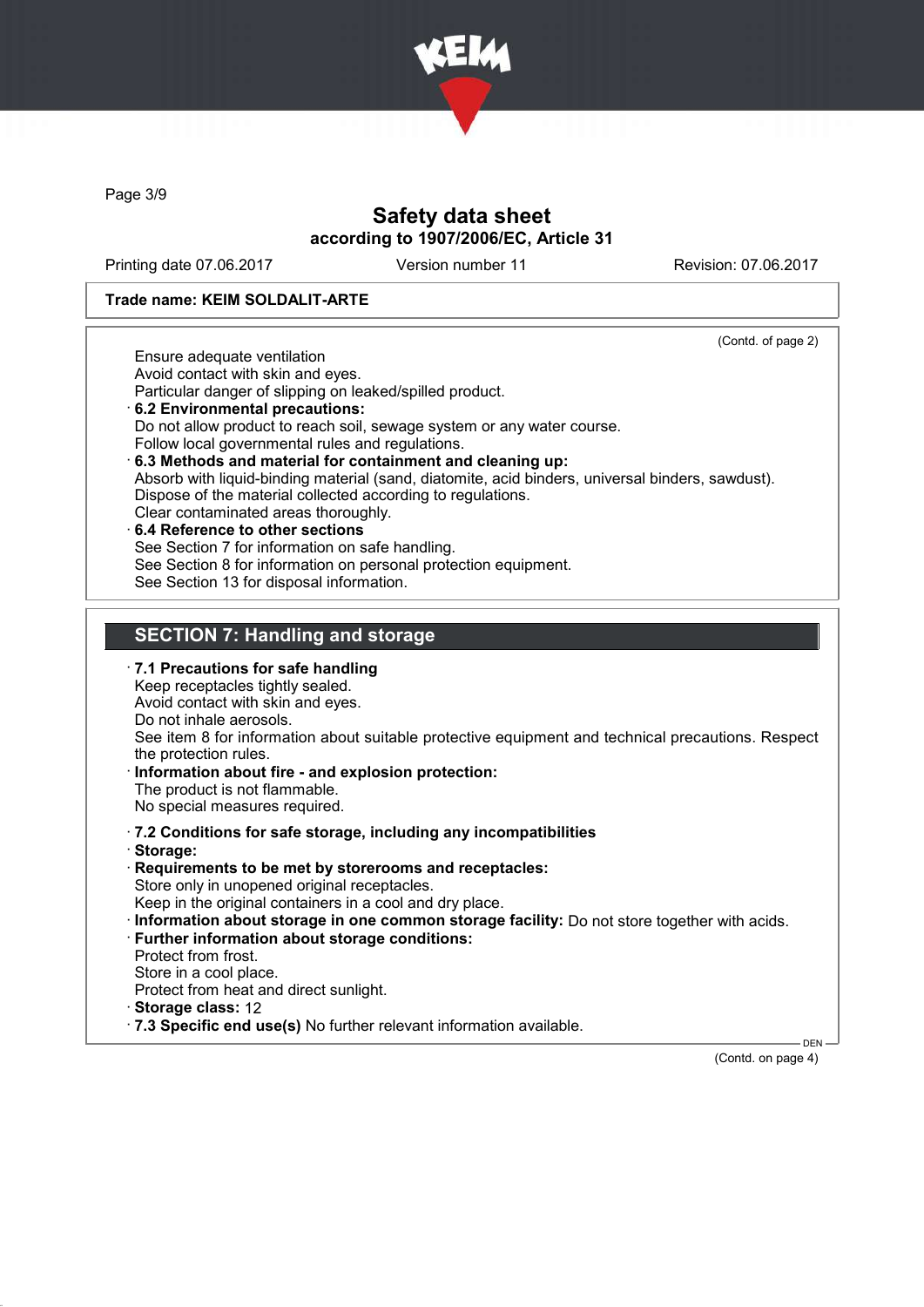**Trade name: KEIM SOLDALIT-ARTE**

(Contd. of page 2)

Ensure adequate ventilation
Avoid contact with skin and eyes.
Particular danger of slipping on leaked/spilled product.

· **6.2 Environmental precautions:**
Do not allow product to reach soil, sewage system or any water course.
Follow local governmental rules and regulations.

· **6.3 Methods and material for containment and cleaning up:**
Absorb with liquid-binding material (sand, diatomite, acid binders, universal binders, sawdust).
Dispose of the material collected according to regulations.
Clear contaminated areas thoroughly.

· **6.4 Reference to other sections**
See Section 7 for information on safe handling.
See Section 8 for information on personal protection equipment.
See Section 13 for disposal information.

## SECTION 7: Handling and storage

· **7.1 Precautions for safe handling**
Keep receptacles tightly sealed.
Avoid contact with skin and eyes.
Do not inhale aerosols.
See item 8 for information about suitable protective equipment and technical precautions. Respect the protection rules.

· **Information about fire - and explosion protection:**
The product is not flammable.
No special measures required.

· **7.2 Conditions for safe storage, including any incompatibilities**

· **Storage:**

· **Requirements to be met by storerooms and receptacles:**
Store only in unopened original receptacles.
Keep in the original containers in a cool and dry place.

· **Information about storage in one common storage facility:** Do not store together with acids.

· **Further information about storage conditions:**
Protect from frost.
Store in a cool place.
Protect from heat and direct sunlight.

· **Storage class:** 12

· **7.3 Specific end use(s)** No further relevant information available.

(Contd. on page 4)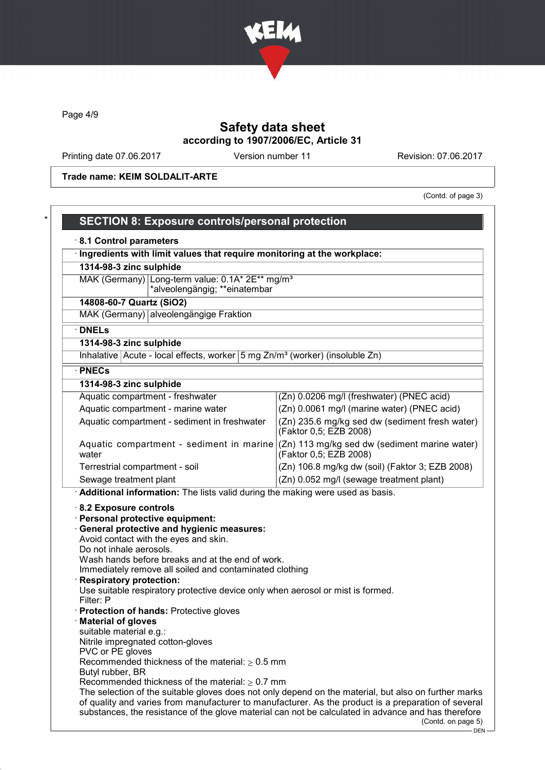Trade name: KEIM SOLDALIT-ARTE

(Contd. of page 3)

## SECTION 8: Exposure controls/personal protection

· **8.1 Control parameters**

· **Ingredients with limit values that require monitoring at the workplace:**

| **1314-98-3 zinc sulphide** | |
|---|---|
| MAK (Germany) | Long-term value: 0.1A* 2E** mg/m³ *alveolengängig; **einatembar |

| **14808-60-7 Quartz ($SiO_2$)** | |
|---|---|
| MAK (Germany) | alveolengängige Fraktion |

· **DNELs**

| **1314-98-3 zinc sulphide** | | |
|---|---|---|
| Inhalative | Acute - local effects, worker | 5 mg Zn/m³ (worker) (insoluble Zn) |

· **PNECs**

| **1314-98-3 zinc sulphide** | |
|---|---|
| Aquatic compartment - freshwater | (Zn) 0.0206 mg/l (freshwater) (PNEC acid) |
| Aquatic compartment - marine water | (Zn) 0.0061 mg/l (marine water) (PNEC acid) |
| Aquatic compartment - sediment in freshwater | (Zn) 235.6 mg/kg sed dw (sediment fresh water) (Faktor 0,5; EZB 2008) |
| Aquatic compartment - sediment in marine water | (Zn) 113 mg/kg sed dw (sediment marine water) (Faktor 0,5; EZB 2008) |
| Terrestrial compartment - soil | (Zn) 106.8 mg/kg dw (soil) (Faktor 3; EZB 2008) |
| Sewage treatment plant | (Zn) 0.052 mg/l (sewage treatment plant) |

· **Additional information:** The lists valid during the making were used as basis.

· **8.2 Exposure controls**

· **Personal protective equipment:**

· **General protective and hygienic measures:**
Avoid contact with the eyes and skin.
Do not inhale aerosols.
Wash hands before breaks and at the end of work.
Immediately remove all soiled and contaminated clothing

· **Respiratory protection:**
Use suitable respiratory protective device only when aerosol or mist is formed.
Filter: P

· **Protection of hands:** Protective gloves

· **Material of gloves**
suitable material e.g.:
Nitrile impregnated cotton-gloves
PVC or PE gloves
Recommended thickness of the material: ≥ 0.5 mm
Butyl rubber, BR
Recommended thickness of the material: ≥ 0.7 mm
The selection of the suitable gloves does not only depend on the material, but also on further marks of quality and varies from manufacturer to manufacturer. As the product is a preparation of several substances, the resistance of the glove material can not be calculated in advance and has therefore

(Contd. on page 5)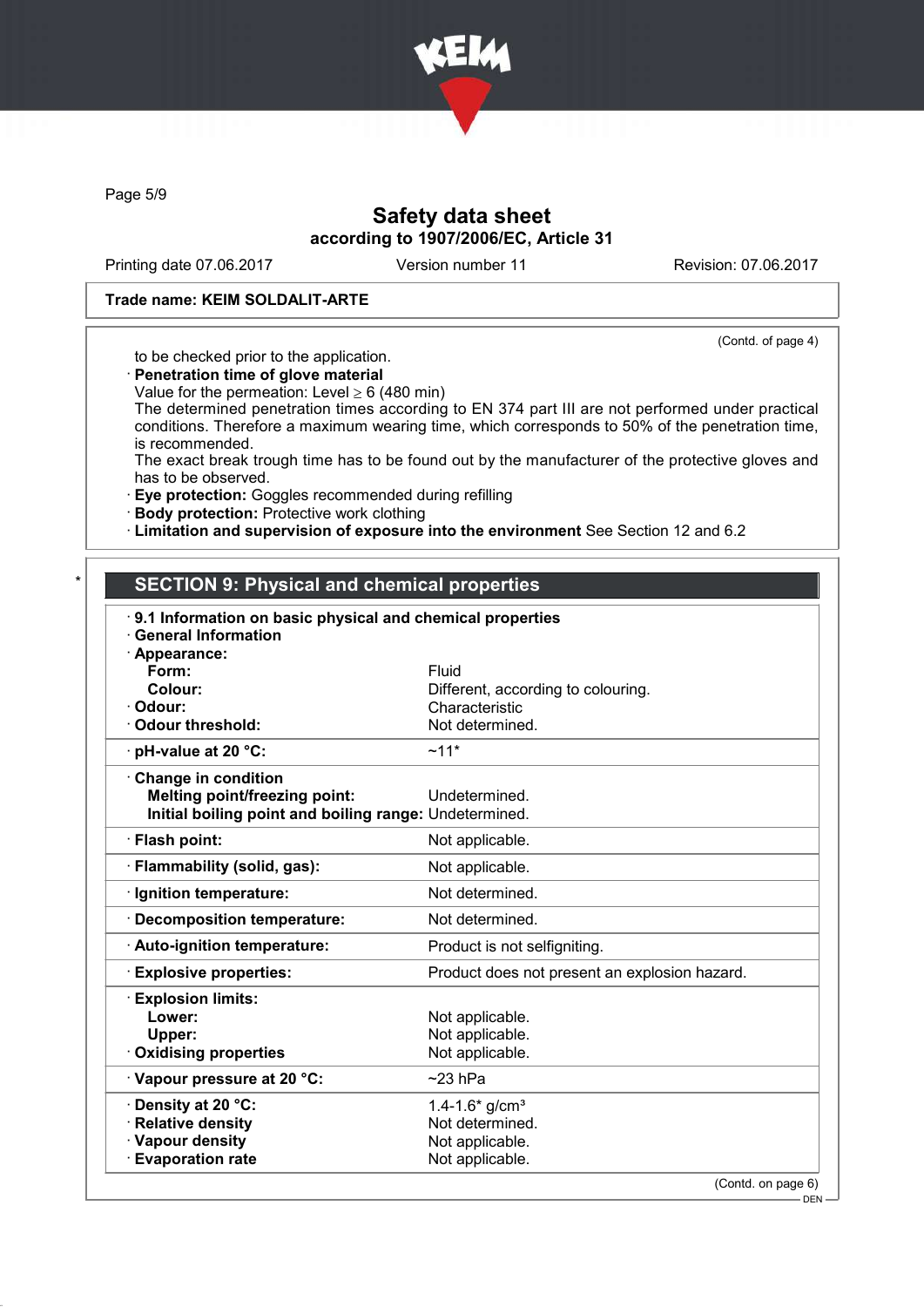**Trade name: KEIM SOLDALIT-ARTE**

(Contd. of page 4)

to be checked prior to the application.

· **Penetration time of glove material**
Value for the permeation: Level ≥ 6 (480 min)
The determined penetration times according to EN 374 part III are not performed under practical conditions. Therefore a maximum wearing time, which corresponds to 50% of the penetration time, is recommended.
The exact break trough time has to be found out by the manufacturer of the protective gloves and has to be observed.

· **Eye protection:** Goggles recommended during refilling
· **Body protection:** Protective work clothing
· **Limitation and supervision of exposure into the environment** See Section 12 and 6.2

\*

## SECTION 9: Physical and chemical properties

· **9.1 Information on basic physical and chemical properties**
· **General Information**
· **Appearance:**

| | |
|---|---|
| **Form:** | Fluid |
| **Colour:** | Different, according to colouring. |
| · **Odour:** | Characteristic |
| · **Odour threshold:** | Not determined. |
| · **pH-value at 20 °C:** | ~11* |
| · **Change in condition** | |
| **Melting point/freezing point:** | Undetermined. |
| **Initial boiling point and boiling range:** | Undetermined. |
| · **Flash point:** | Not applicable. |
| · **Flammability (solid, gas):** | Not applicable. |
| · **Ignition temperature:** | Not determined. |
| · **Decomposition temperature:** | Not determined. |
| · **Auto-ignition temperature:** | Product is not selfigniting. |
| · **Explosive properties:** | Product does not present an explosion hazard. |
| · **Explosion limits:** | |
| **Lower:** | Not applicable. |
| **Upper:** | Not applicable. |
| · **Oxidising properties** | Not applicable. |
| · **Vapour pressure at 20 °C:** | ~23 hPa |
| · **Density at 20 °C:** | 1.4-1.6* g/cm³ |
| · **Relative density** | Not determined. |
| · **Vapour density** | Not applicable. |
| · **Evaporation rate** | Not applicable. |

(Contd. on page 6)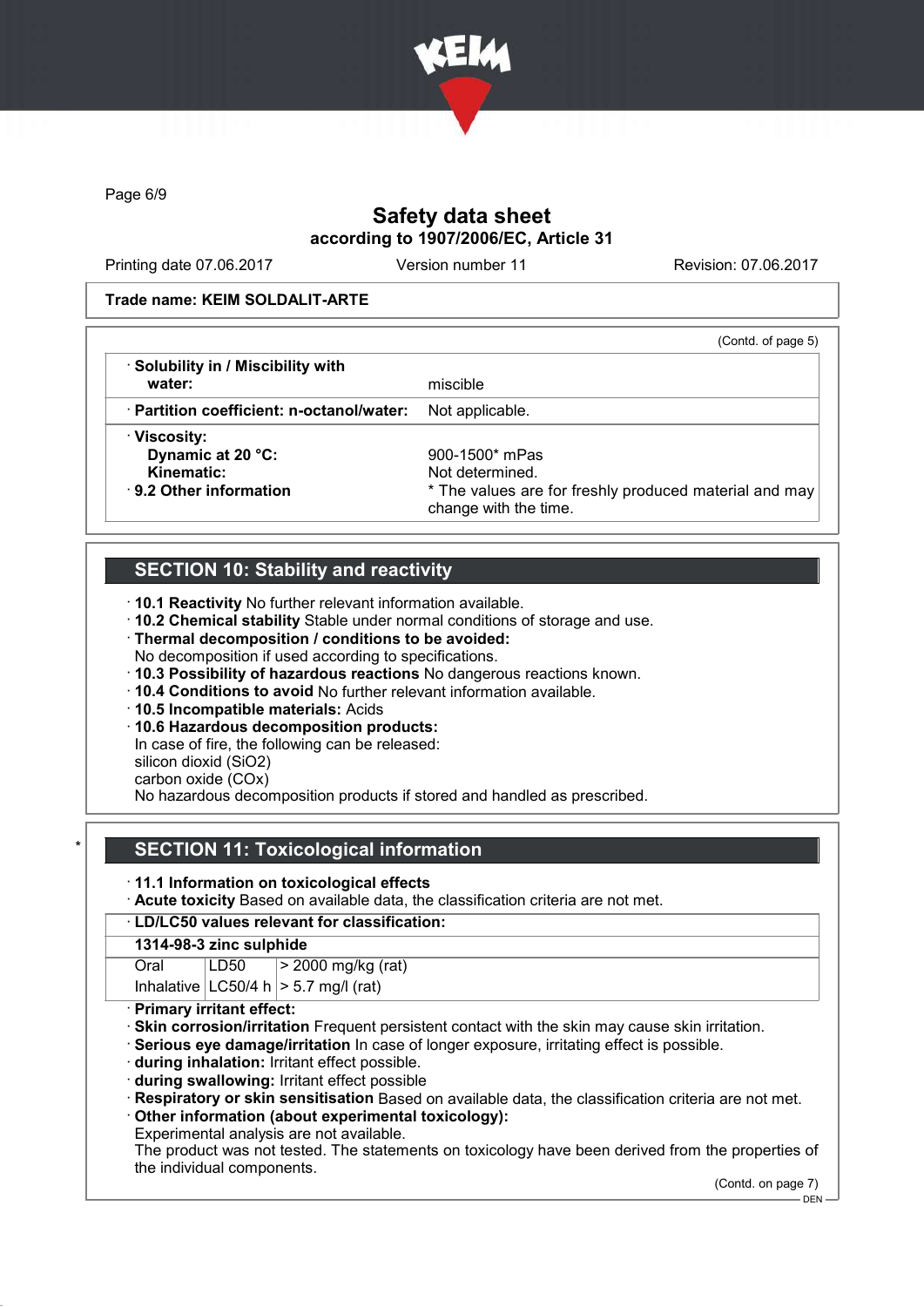# Safety data sheet
## according to 1907/2006/EC, Article 31

Printing date 07.06.2017 | Version number 11 | Revision: 07.06.2017

**Trade name: KEIM SOLDALIT-ARTE**

(Contd. of page 5)

| | |
|---|---|
| · **Solubility in / Miscibility with water:** | miscible |
| · **Partition coefficient: n-octanol/water:** | Not applicable. |
| · **Viscosity:** | |
| **Dynamic at 20 °C:** | 900-1500* mPas |
| **Kinematic:** | Not determined. |
| · **9.2 Other information** | * The values are for freshly produced material and may change with the time. |

## SECTION 10: Stability and reactivity

· **10.1 Reactivity** No further relevant information available.
· **10.2 Chemical stability** Stable under normal conditions of storage and use.
· **Thermal decomposition / conditions to be avoided:**
No decomposition if used according to specifications.
· **10.3 Possibility of hazardous reactions** No dangerous reactions known.
· **10.4 Conditions to avoid** No further relevant information available.
· **10.5 Incompatible materials:** Acids
· **10.6 Hazardous decomposition products:**
In case of fire, the following can be released:
silicon dioxid ($SiO_2$)
carbon oxide ($CO_x$)
No hazardous decomposition products if stored and handled as prescribed.

## * SECTION 11: Toxicological information

· **11.1 Information on toxicological effects**
· **Acute toxicity** Based on available data, the classification criteria are not met.

· **LD/LC50 values relevant for classification:**

| **1314-98-3 zinc sulphide** | | |
|---|---|---|
| Oral | LD50 | > 2000 mg/kg (rat) |
| Inhalative | LC50/4 h | > 5.7 mg/l (rat) |

· **Primary irritant effect:**
· **Skin corrosion/irritation** Frequent persistent contact with the skin may cause skin irritation.
· **Serious eye damage/irritation** In case of longer exposure, irritating effect is possible.
· **during inhalation:** Irritant effect possible.
· **during swallowing:** Irritant effect possible
· **Respiratory or skin sensitisation** Based on available data, the classification criteria are not met.
· **Other information (about experimental toxicology):**
Experimental analysis are not available.
The product was not tested. The statements on toxicology have been derived from the properties of the individual components.

(Contd. on page 7)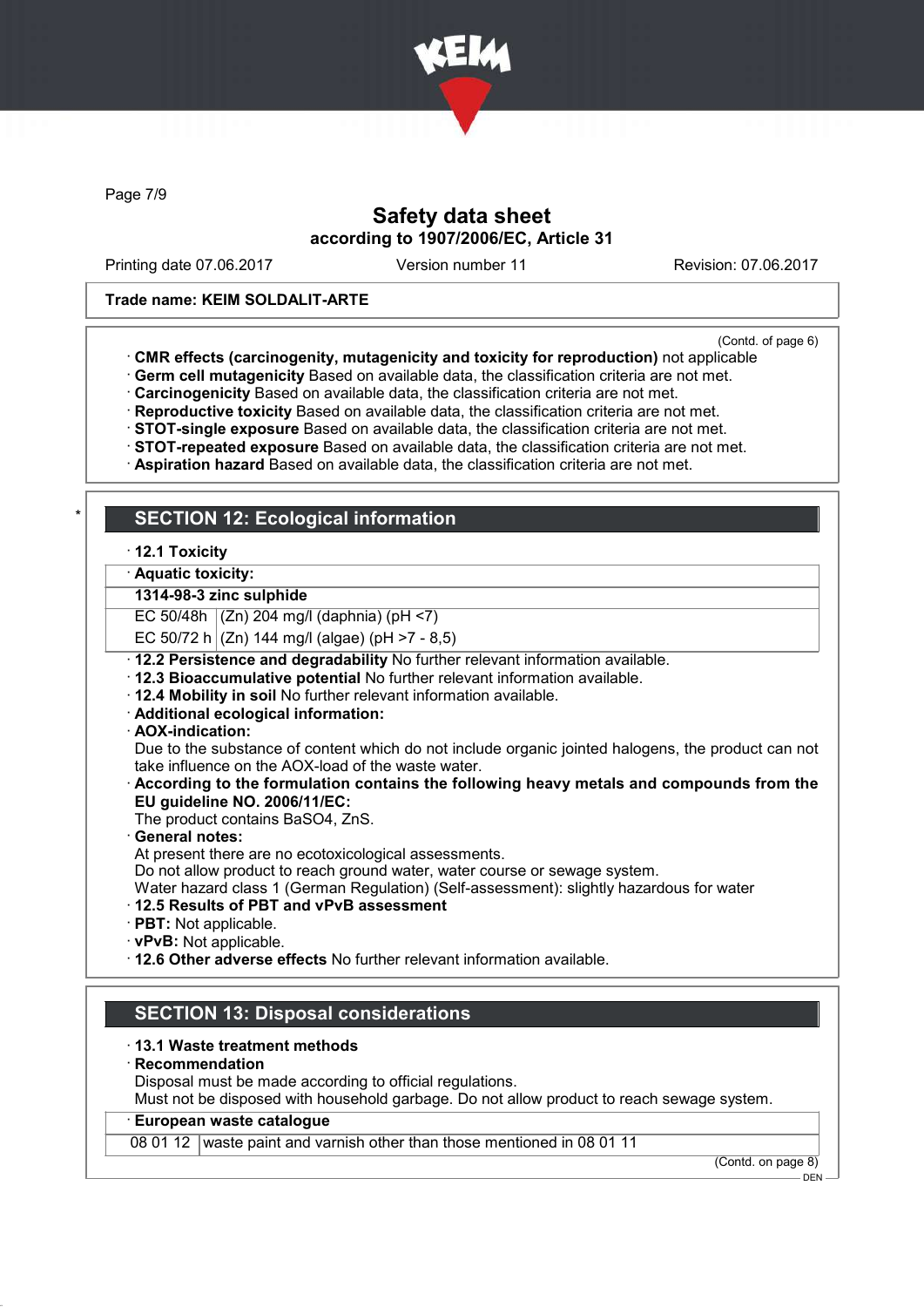(Contd. of page 6)

· **CMR effects (carcinogenity, mutagenicity and toxicity for reproduction)** not applicable
· **Germ cell mutagenicity** Based on available data, the classification criteria are not met.
· **Carcinogenicity** Based on available data, the classification criteria are not met.
· **Reproductive toxicity** Based on available data, the classification criteria are not met.
· **STOT-single exposure** Based on available data, the classification criteria are not met.
· **STOT-repeated exposure** Based on available data, the classification criteria are not met.
· **Aspiration hazard** Based on available data, the classification criteria are not met.

## * SECTION 12: Ecological information

· **12.1 Toxicity**

| · **Aquatic toxicity:** | |
|---|---|
| **1314-98-3 zinc sulphide** | |
| EC 50/48h | (Zn) 204 mg/l (daphnia) (pH <7) |
| EC 50/72 h | (Zn) 144 mg/l (algae) (pH >7 - 8,5) |

· **12.2 Persistence and degradability** No further relevant information available.
· **12.3 Bioaccumulative potential** No further relevant information available.
· **12.4 Mobility in soil** No further relevant information available.
· **Additional ecological information:**
· **AOX-indication:**
Due to the substance of content which do not include organic jointed halogens, the product can not take influence on the AOX-load of the waste water.
· **According to the formulation contains the following heavy metals and compounds from the EU guideline NO. 2006/11/EC:**
The product contains $BaSO_4$, ZnS.
· **General notes:**
At present there are no ecotoxicological assessments.
Do not allow product to reach ground water, water course or sewage system.
Water hazard class 1 (German Regulation) (Self-assessment): slightly hazardous for water
· **12.5 Results of PBT and vPvB assessment**
· **PBT:** Not applicable.
· **vPvB:** Not applicable.
· **12.6 Other adverse effects** No further relevant information available.

## SECTION 13: Disposal considerations

· **13.1 Waste treatment methods**
· **Recommendation**
Disposal must be made according to official regulations.
Must not be disposed with household garbage. Do not allow product to reach sewage system.

| · **European waste catalogue** | |
|---|---|
| 08 01 12 | waste paint and varnish other than those mentioned in 08 01 11 |

(Contd. on page 8)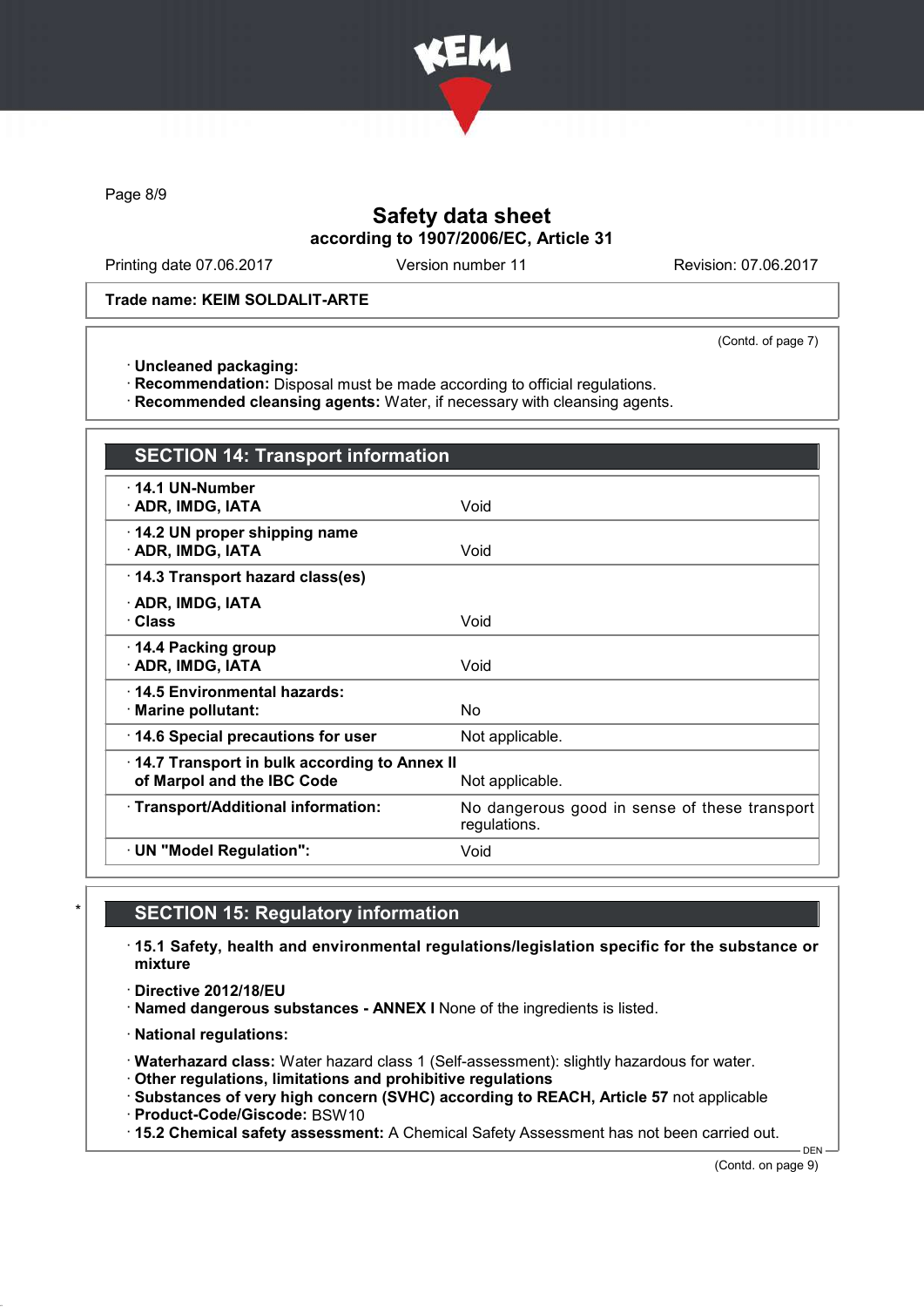Safety data sheet
according to 1907/2006/EC, Article 31

Printing date 07.06.2017 | Version number 11 | Revision: 07.06.2017

**Trade name: KEIM SOLDALIT-ARTE**

(Contd. of page 7)

· **Uncleaned packaging:**
· **Recommendation:** Disposal must be made according to official regulations.
· **Recommended cleansing agents:** Water, if necessary with cleansing agents.

## SECTION 14: Transport information

| | |
|---|---|
| · **14.1 UN-Number**<br>· **ADR, IMDG, IATA** | Void |
| · **14.2 UN proper shipping name**<br>· **ADR, IMDG, IATA** | Void |
| · **14.3 Transport hazard class(es)**<br>· **ADR, IMDG, IATA**<br>· **Class** | Void |
| · **14.4 Packing group**<br>· **ADR, IMDG, IATA** | Void |
| · **14.5 Environmental hazards:**<br>· **Marine pollutant:** | No |
| · **14.6 Special precautions for user** | Not applicable. |
| · **14.7 Transport in bulk according to Annex II of Marpol and the IBC Code** | Not applicable. |
| · **Transport/Additional information:** | No dangerous good in sense of these transport regulations. |
| · **UN "Model Regulation":** | Void |

## SECTION 15: Regulatory information

· **15.1 Safety, health and environmental regulations/legislation specific for the substance or mixture**

· **Directive 2012/18/EU**
· **Named dangerous substances - ANNEX I** None of the ingredients is listed.

· **National regulations:**

· **Waterhazard class:** Water hazard class 1 (Self-assessment): slightly hazardous for water.
· **Other regulations, limitations and prohibitive regulations**
· **Substances of very high concern (SVHC) according to REACH, Article 57** not applicable
· **Product-Code/Giscode:** BSW10
· **15.2 Chemical safety assessment:** A Chemical Safety Assessment has not been carried out.

(Contd. on page 9)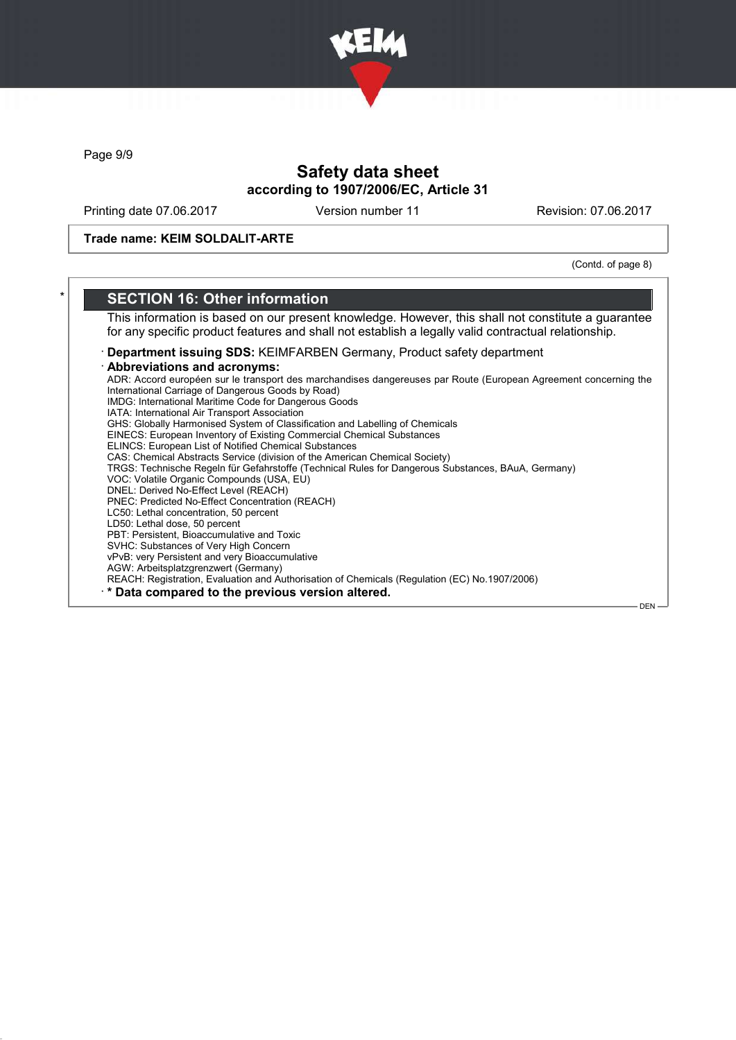## SECTION 16: Other information

This information is based on our present knowledge. However, this shall not constitute a guarantee for any specific product features and shall not establish a legally valid contractual relationship.

· **Department issuing SDS:** KEIMFARBEN Germany, Product safety department

· **Abbreviations and acronyms:**

ADR: Accord européen sur le transport des marchandises dangereuses par Route (European Agreement concerning the International Carriage of Dangerous Goods by Road)
IMDG: International Maritime Code for Dangerous Goods
IATA: International Air Transport Association
GHS: Globally Harmonised System of Classification and Labelling of Chemicals
EINECS: European Inventory of Existing Commercial Chemical Substances
ELINCS: European List of Notified Chemical Substances
CAS: Chemical Abstracts Service (division of the American Chemical Society)
TRGS: Technische Regeln für Gefahrstoffe (Technical Rules for Dangerous Substances, BAuA, Germany)
VOC: Volatile Organic Compounds (USA, EU)
DNEL: Derived No-Effect Level (REACH)
PNEC: Predicted No-Effect Concentration (REACH)
LC50: Lethal concentration, 50 percent
LD50: Lethal dose, 50 percent
PBT: Persistent, Bioaccumulative and Toxic
SVHC: Substances of Very High Concern
vPvB: very Persistent and very Bioaccumulative
AGW: Arbeitsplatzgrenzwert (Germany)
REACH: Registration, Evaluation and Authorisation of Chemicals (Regulation (EC) No.1907/2006)

· **\* Data compared to the previous version altered.**